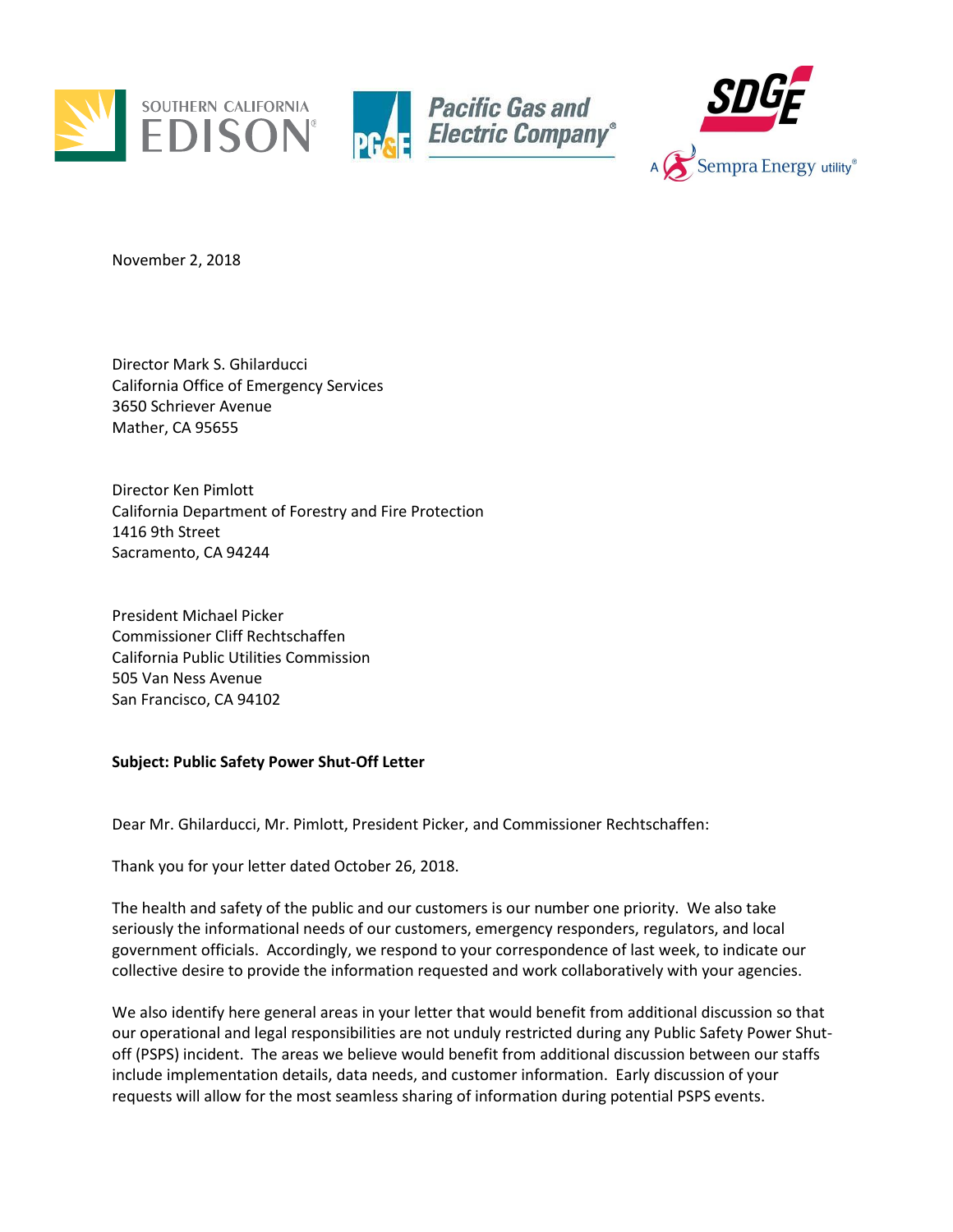SOUTHERN CALIFORNIA EDISON | Pacific Gas and Electric Company | SDGE A Sempra Energy utility

November 2, 2018

Director Mark S. Ghilarducci
California Office of Emergency Services
3650 Schriever Avenue
Mather, CA 95655

Director Ken Pimlott
California Department of Forestry and Fire Protection
1416 9th Street
Sacramento, CA 94244

President Michael Picker
Commissioner Cliff Rechtschaffen
California Public Utilities Commission
505 Van Ness Avenue
San Francisco, CA 94102

**Subject: Public Safety Power Shut-Off Letter**

Dear Mr. Ghilarducci, Mr. Pimlott, President Picker, and Commissioner Rechtschaffen:

Thank you for your letter dated October 26, 2018.

The health and safety of the public and our customers is our number one priority. We also take seriously the informational needs of our customers, emergency responders, regulators, and local government officials. Accordingly, we respond to your correspondence of last week, to indicate our collective desire to provide the information requested and work collaboratively with your agencies.

We also identify here general areas in your letter that would benefit from additional discussion so that our operational and legal responsibilities are not unduly restricted during any Public Safety Power Shut-off (PSPS) incident. The areas we believe would benefit from additional discussion between our staffs include implementation details, data needs, and customer information. Early discussion of your requests will allow for the most seamless sharing of information during potential PSPS events.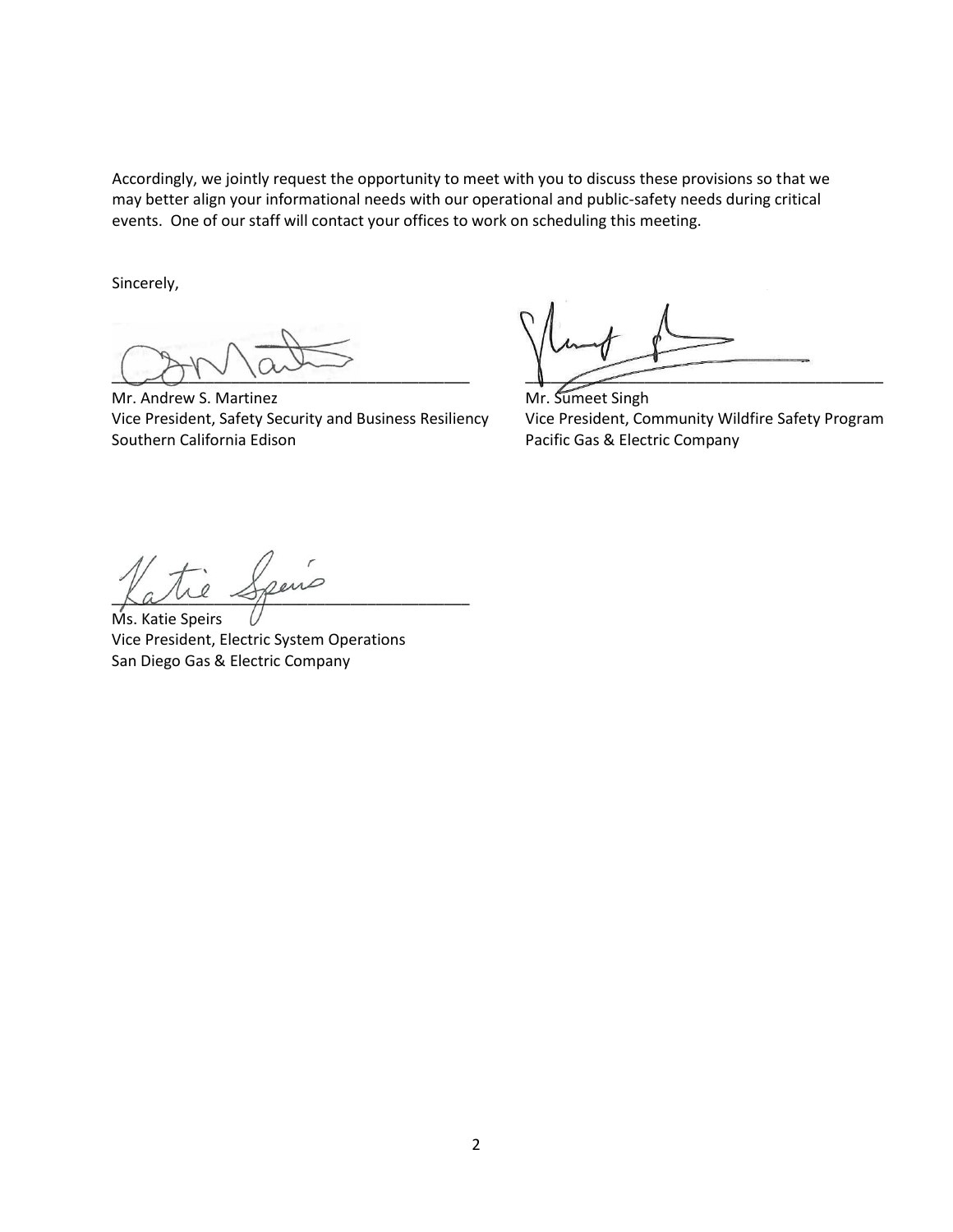Accordingly, we jointly request the opportunity to meet with you to discuss these provisions so that we may better align your informational needs with our operational and public-safety needs during critical events. One of our staff will contact your offices to work on scheduling this meeting.

Sincerely,

Mr. Andrew S. Martinez
Vice President, Safety Security and Business Resiliency
Southern California Edison

Mr. Sumeet Singh
Vice President, Community Wildfire Safety Program
Pacific Gas & Electric Company

Ms. Katie Speirs
Vice President, Electric System Operations
San Diego Gas & Electric Company